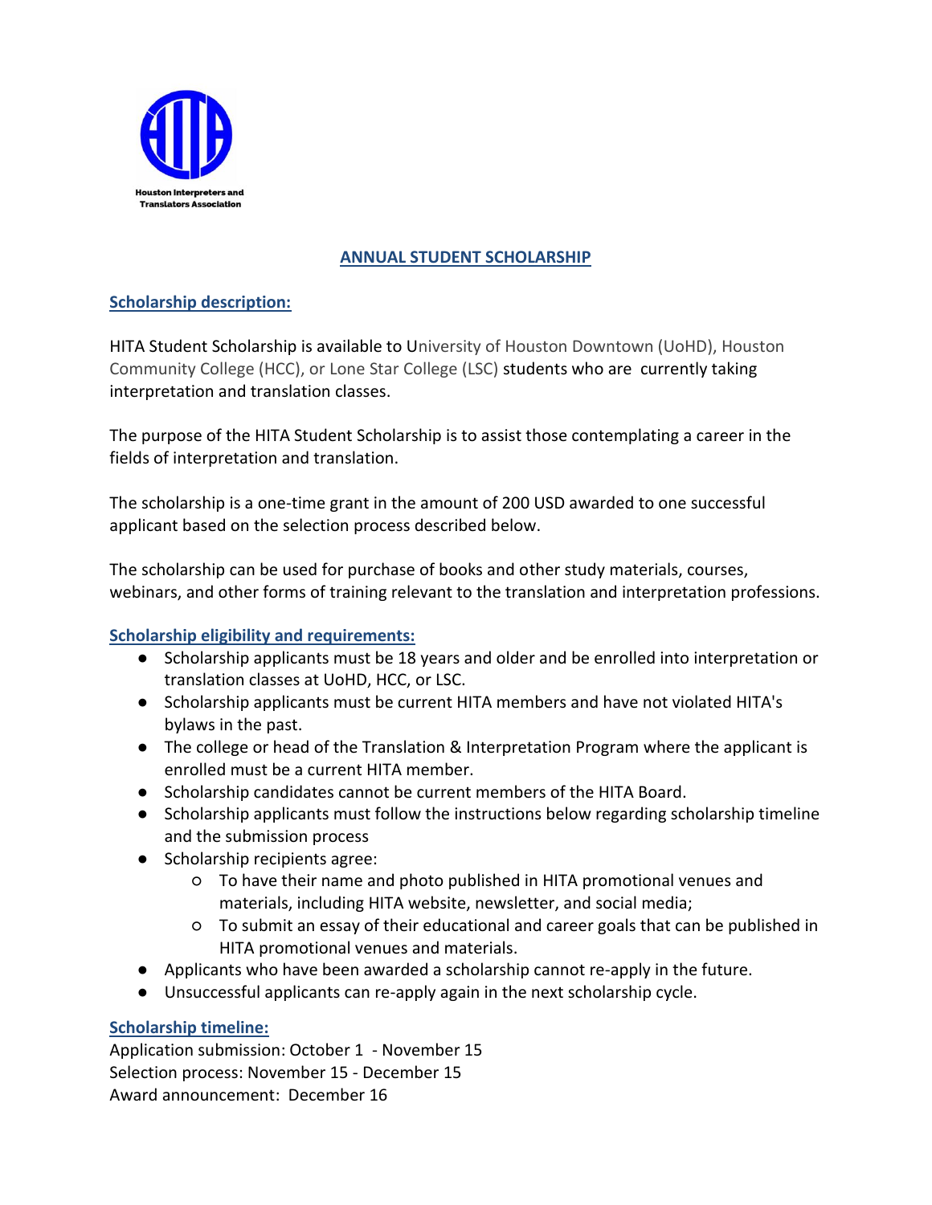Houston Interpreters and Translators Association

# ANNUAL STUDENT SCHOLARSHIP

## Scholarship description:

HITA Student Scholarship is available to University of Houston Downtown (UoHD), Houston Community College (HCC), or Lone Star College (LSC) students who are currently taking interpretation and translation classes.

The purpose of the HITA Student Scholarship is to assist those contemplating a career in the fields of interpretation and translation.

The scholarship is a one-time grant in the amount of 200 USD awarded to one successful applicant based on the selection process described below.

The scholarship can be used for purchase of books and other study materials, courses, webinars, and other forms of training relevant to the translation and interpretation professions.

## Scholarship eligibility and requirements:

- Scholarship applicants must be 18 years and older and be enrolled into interpretation or translation classes at UoHD, HCC, or LSC.
- Scholarship applicants must be current HITA members and have not violated HITA's bylaws in the past.
- The college or head of the Translation & Interpretation Program where the applicant is enrolled must be a current HITA member.
- Scholarship candidates cannot be current members of the HITA Board.
- Scholarship applicants must follow the instructions below regarding scholarship timeline and the submission process
- Scholarship recipients agree:
  - To have their name and photo published in HITA promotional venues and materials, including HITA website, newsletter, and social media;
  - To submit an essay of their educational and career goals that can be published in HITA promotional venues and materials.
- Applicants who have been awarded a scholarship cannot re-apply in the future.
- Unsuccessful applicants can re-apply again in the next scholarship cycle.

## Scholarship timeline:

Application submission: October 1 - November 15
Selection process: November 15 - December 15
Award announcement: December 16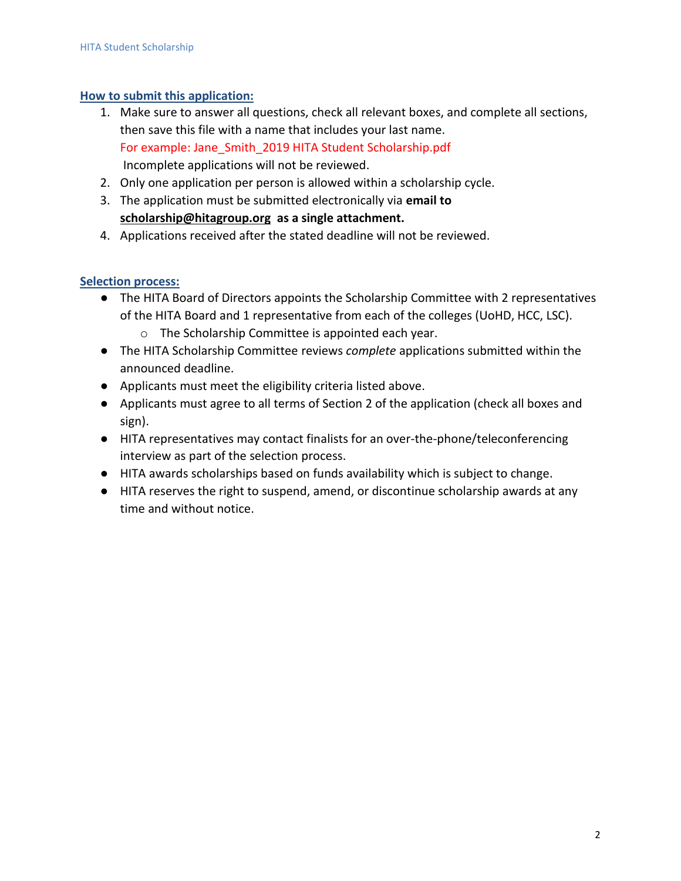## How to submit this application:

1. Make sure to answer all questions, check all relevant boxes, and complete all sections, then save this file with a name that includes your last name.
   For example: Jane_Smith_2019 HITA Student Scholarship.pdf
   Incomplete applications will not be reviewed.
2. Only one application per person is allowed within a scholarship cycle.
3. The application must be submitted electronically via **email to scholarship@hitagroup.org as a single attachment.**
4. Applications received after the stated deadline will not be reviewed.

## Selection process:

- The HITA Board of Directors appoints the Scholarship Committee with 2 representatives of the HITA Board and 1 representative from each of the colleges (UoHD, HCC, LSC).
  - The Scholarship Committee is appointed each year.
- The HITA Scholarship Committee reviews *complete* applications submitted within the announced deadline.
- Applicants must meet the eligibility criteria listed above.
- Applicants must agree to all terms of Section 2 of the application (check all boxes and sign).
- HITA representatives may contact finalists for an over-the-phone/teleconferencing interview as part of the selection process.
- HITA awards scholarships based on funds availability which is subject to change.
- HITA reserves the right to suspend, amend, or discontinue scholarship awards at any time and without notice.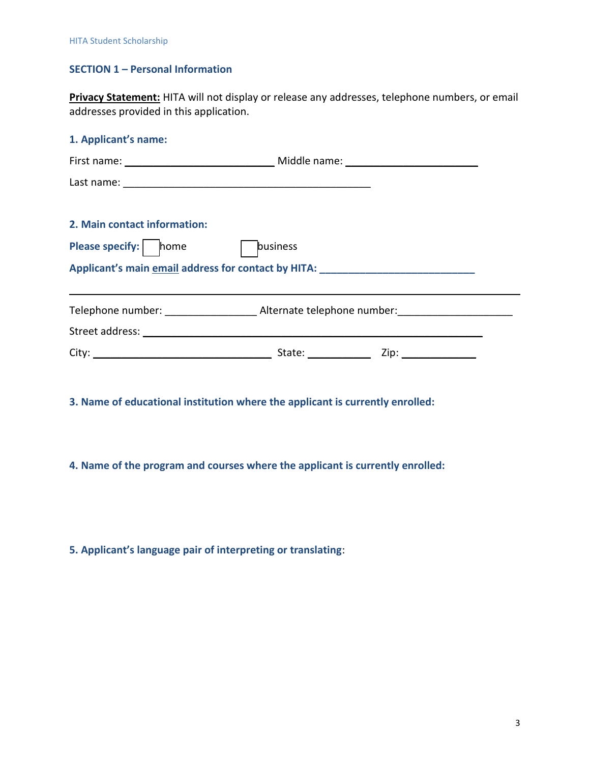## SECTION 1 – Personal Information

**Privacy Statement:** HITA will not display or release any addresses, telephone numbers, or email addresses provided in this application.

### 1. Applicant's name:

First name: ___________________________ Middle name: ________________________

Last name: ____________________________________________

### 2. Main contact information:

**Please specify:** ☐ home ☐ business

**Applicant's main email address for contact by HITA:** ___________________________

_______________________________________________________________________________

Telephone number: ________________ Alternate telephone number: ____________________

Street address: _____________________________________________________________

City: ________________________________ State: ___________ Zip: _____________

### 3. Name of educational institution where the applicant is currently enrolled:

### 4. Name of the program and courses where the applicant is currently enrolled:

### 5. Applicant's language pair of interpreting or translating: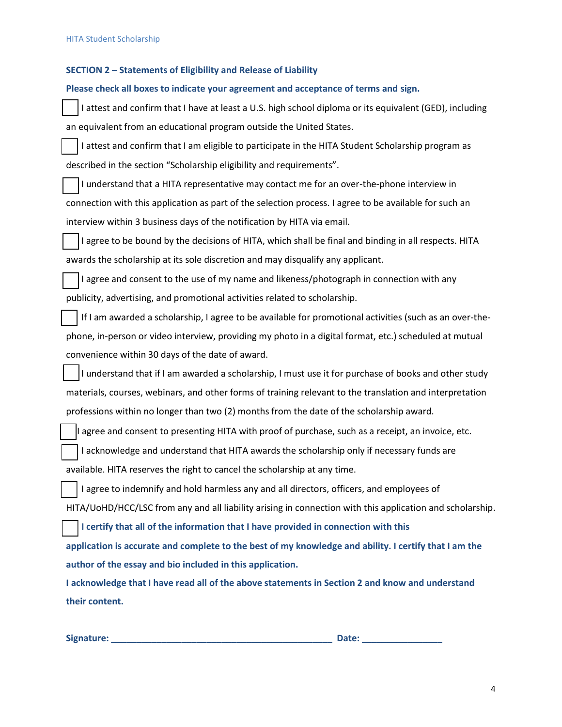## SECTION 2 – Statements of Eligibility and Release of Liability

**Please check all boxes to indicate your agreement and acceptance of terms and sign.**

- [ ] I attest and confirm that I have at least a U.S. high school diploma or its equivalent (GED), including an equivalent from an educational program outside the United States.
- [ ] I attest and confirm that I am eligible to participate in the HITA Student Scholarship program as described in the section "Scholarship eligibility and requirements".
- [ ] I understand that a HITA representative may contact me for an over-the-phone interview in connection with this application as part of the selection process. I agree to be available for such an interview within 3 business days of the notification by HITA via email.
- [ ] I agree to be bound by the decisions of HITA, which shall be final and binding in all respects. HITA awards the scholarship at its sole discretion and may disqualify any applicant.
- [ ] I agree and consent to the use of my name and likeness/photograph in connection with any publicity, advertising, and promotional activities related to scholarship.
- [ ] If I am awarded a scholarship, I agree to be available for promotional activities (such as an over-the-phone, in-person or video interview, providing my photo in a digital format, etc.) scheduled at mutual convenience within 30 days of the date of award.
- [ ] I understand that if I am awarded a scholarship, I must use it for purchase of books and other study materials, courses, webinars, and other forms of training relevant to the translation and interpretation professions within no longer than two (2) months from the date of the scholarship award.
- [ ] I agree and consent to presenting HITA with proof of purchase, such as a receipt, an invoice, etc.
- [ ] I acknowledge and understand that HITA awards the scholarship only if necessary funds are available. HITA reserves the right to cancel the scholarship at any time.
- [ ] I agree to indemnify and hold harmless any and all directors, officers, and employees of HITA/UoHD/HCC/LSC from any and all liability arising in connection with this application and scholarship.
- [ ] **I certify that all of the information that I have provided in connection with this application is accurate and complete to the best of my knowledge and ability. I certify that I am the author of the essay and bio included in this application.**

**I acknowledge that I have read all of the above statements in Section 2 and know and understand their content.**

**Signature:** ____________________________________________ **Date:** ________________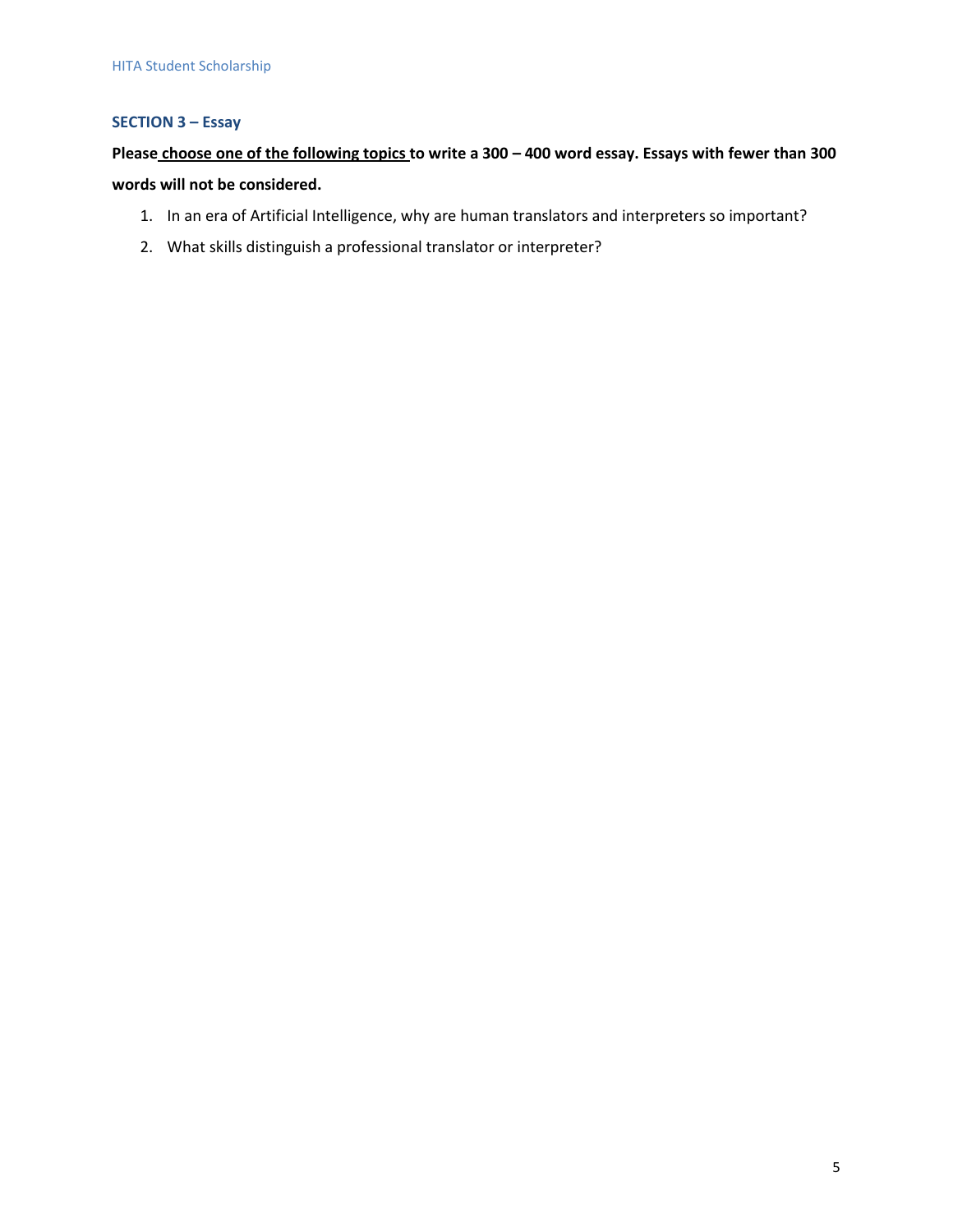### SECTION 3 – Essay

**Please <u>choose one of the following topics</u> to write a 300 – 400 word essay. Essays with fewer than 300 words will not be considered.**

1. In an era of Artificial Intelligence, why are human translators and interpreters so important?
2. What skills distinguish a professional translator or interpreter?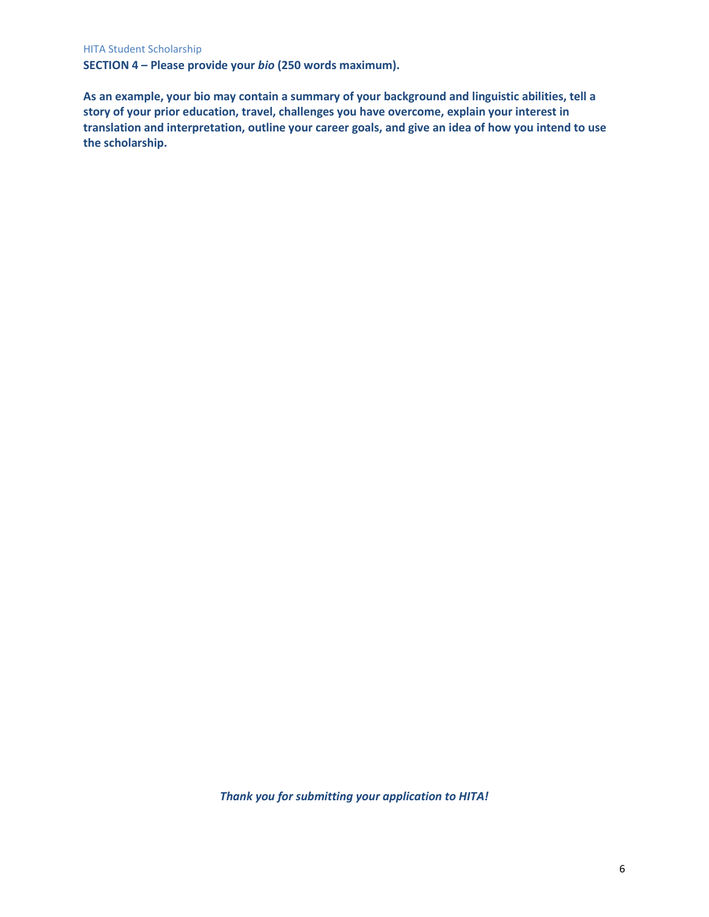**SECTION 4 – Please provide your *bio* (250 words maximum).**

**As an example, your bio may contain a summary of your background and linguistic abilities, tell a story of your prior education, travel, challenges you have overcome, explain your interest in translation and interpretation, outline your career goals, and give an idea of how you intend to use the scholarship.**

***Thank you for submitting your application to HITA!***